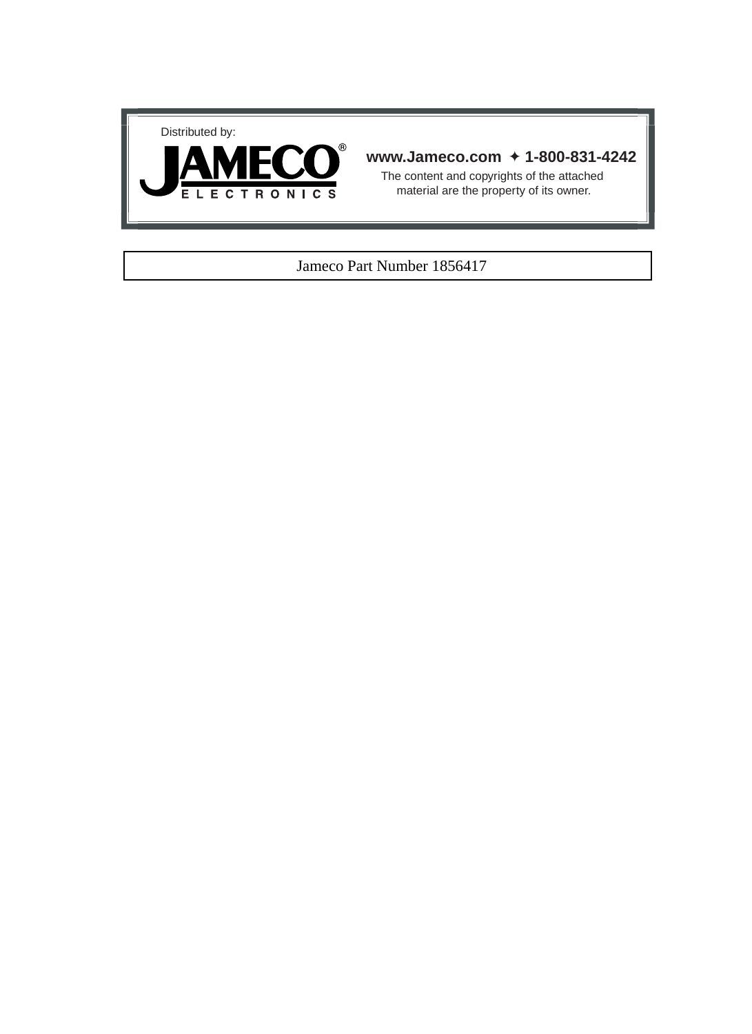Distributed by:

**JAMECO® ELECTRONICS**

**www.Jameco.com ✦ 1-800-831-4242**

The content and copyrights of the attached material are the property of its owner.

Jameco Part Number 1856417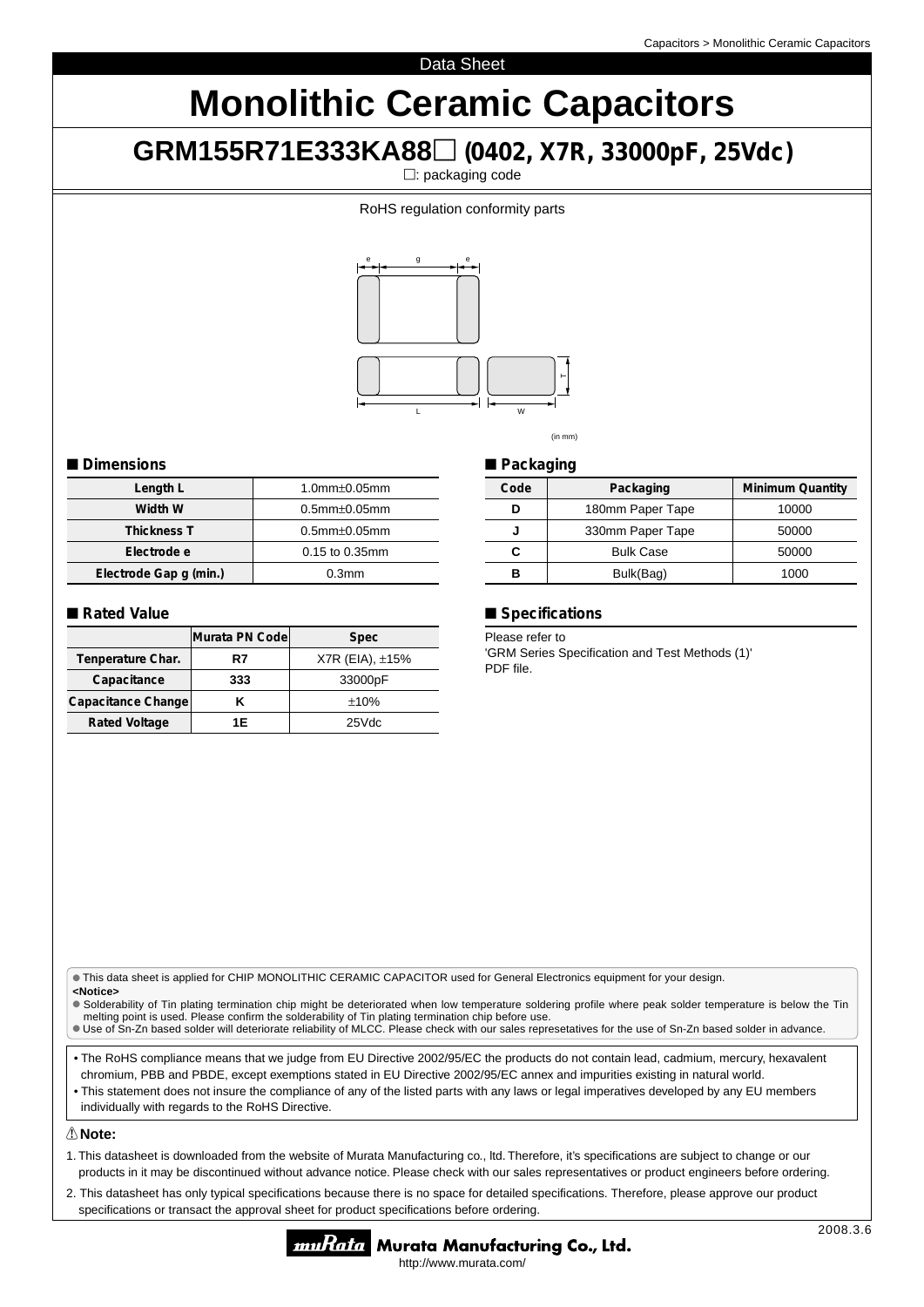Capacitors > Monolithic Ceramic Capacitors

Data Sheet

# Monolithic Ceramic Capacitors

## GRM155R71E333KA88□ (0402, X7R, 33000pF, 25Vdc)

□: packaging code

RoHS regulation conformity parts

e g e

T

L W

(in mm)

### ■ Dimensions

| | |
|---|---|
| Length L | 1.0mm±0.05mm |
| Width W | 0.5mm±0.05mm |
| Thickness T | 0.5mm±0.05mm |
| Electrode e | 0.15 to 0.35mm |
| Electrode Gap g (min.) | 0.3mm |

### ■ Packaging

| Code | Packaging | Minimum Quantity |
|---|---|---|
| D | 180mm Paper Tape | 10000 |
| J | 330mm Paper Tape | 50000 |
| C | Bulk Case | 50000 |
| B | Bulk(Bag) | 1000 |

### ■ Rated Value

| | Murata PN Code | Spec |
|---|---|---|
| Tenperature Char. | R7 | X7R (EIA), ±15% |
| Capacitance | 333 | 33000pF |
| Capacitance Change | K | ±10% |
| Rated Voltage | 1E | 25Vdc |

### ■ Specifications

Please refer to
'GRM Series Specification and Test Methods (1)'
PDF file.

- This data sheet is applied for CHIP MONOLITHIC CERAMIC CAPACITOR used for General Electronics equipment for your design.

**<Notice>**

- Solderability of Tin plating termination chip might be deteriorated when low temperature soldering profile where peak solder temperature is below the Tin melting point is used. Please confirm the solderability of Tin plating termination chip before use.
- Use of Sn-Zn based solder will deteriorate reliability of MLCC. Please check with our sales represetatives for the use of Sn-Zn based solder in advance.

- The RoHS compliance means that we judge from EU Directive 2002/95/EC the products do not contain lead, cadmium, mercury, hexavalent chromium, PBB and PBDE, except exemptions stated in EU Directive 2002/95/EC annex and impurities existing in natural world.
- This statement does not insure the compliance of any of the listed parts with any laws or legal imperatives developed by any EU members individually with regards to the RoHS Directive.

**⚠Note:**

1. This datasheet is downloaded from the website of Murata Manufacturing co., ltd. Therefore, it's specifications are subject to change or our products in it may be discontinued without advance notice. Please check with our sales representatives or product engineers before ordering.
2. This datasheet has only typical specifications because there is no space for detailed specifications. Therefore, please approve our product specifications or transact the approval sheet for product specifications before ordering.

2008.3.6

Murata Manufacturing Co., Ltd.
http://www.murata.com/